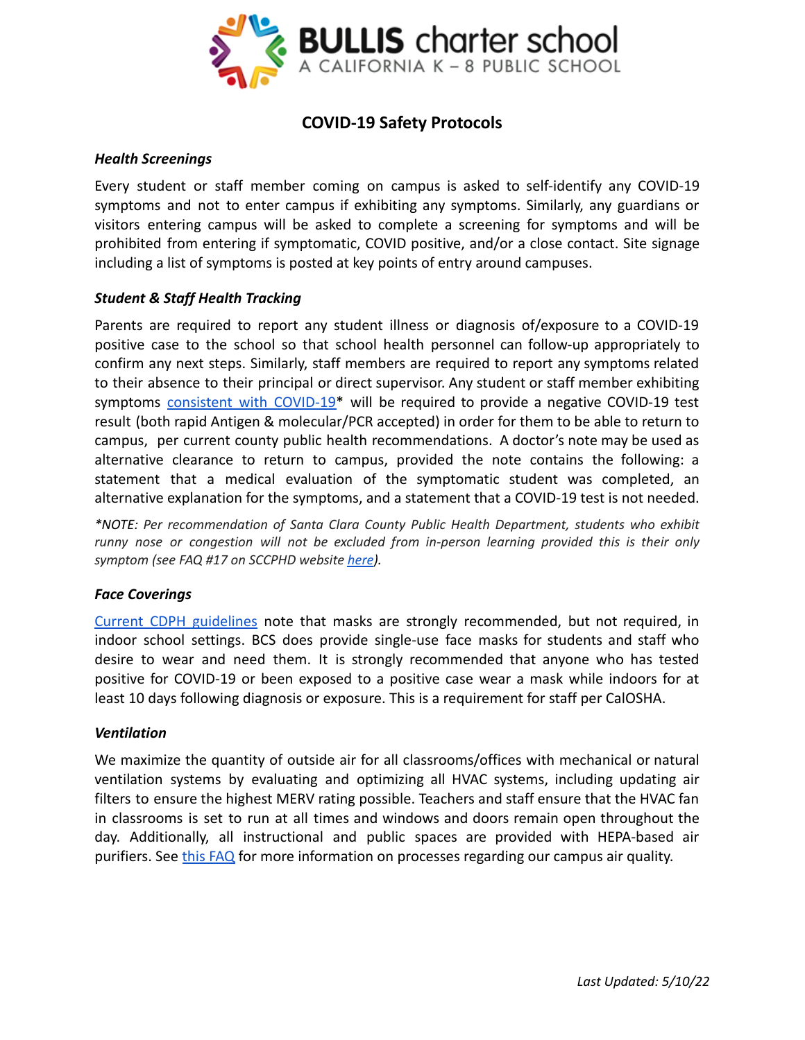**BULLIS charter school**
A CALIFORNIA K – 8 PUBLIC SCHOOL

# COVID-19 Safety Protocols

### *Health Screenings*

Every student or staff member coming on campus is asked to self-identify any COVID-19 symptoms and not to enter campus if exhibiting any symptoms. Similarly, any guardians or visitors entering campus will be asked to complete a screening for symptoms and will be prohibited from entering if symptomatic, COVID positive, and/or a close contact. Site signage including a list of symptoms is posted at key points of entry around campuses.

### *Student & Staff Health Tracking*

Parents are required to report any student illness or diagnosis of/exposure to a COVID-19 positive case to the school so that school health personnel can follow-up appropriately to confirm any next steps. Similarly, staff members are required to report any symptoms related to their absence to their principal or direct supervisor. Any student or staff member exhibiting symptoms consistent with COVID-19* will be required to provide a negative COVID-19 test result (both rapid Antigen & molecular/PCR accepted) in order for them to be able to return to campus, per current county public health recommendations. A doctor's note may be used as alternative clearance to return to campus, provided the note contains the following: a statement that a medical evaluation of the symptomatic student was completed, an alternative explanation for the symptoms, and a statement that a COVID-19 test is not needed.

**NOTE: Per recommendation of Santa Clara County Public Health Department, students who exhibit runny nose or congestion will not be excluded from in-person learning provided this is their only symptom (see FAQ #17 on SCCPHD website here).*

### *Face Coverings*

Current CDPH guidelines note that masks are strongly recommended, but not required, in indoor school settings. BCS does provide single-use face masks for students and staff who desire to wear and need them. It is strongly recommended that anyone who has tested positive for COVID-19 or been exposed to a positive case wear a mask while indoors for at least 10 days following diagnosis or exposure. This is a requirement for staff per CalOSHA.

### *Ventilation*

We maximize the quantity of outside air for all classrooms/offices with mechanical or natural ventilation systems by evaluating and optimizing all HVAC systems, including updating air filters to ensure the highest MERV rating possible. Teachers and staff ensure that the HVAC fan in classrooms is set to run at all times and windows and doors remain open throughout the day. Additionally, all instructional and public spaces are provided with HEPA-based air purifiers. See this FAQ for more information on processes regarding our campus air quality.

*Last Updated: 5/10/22*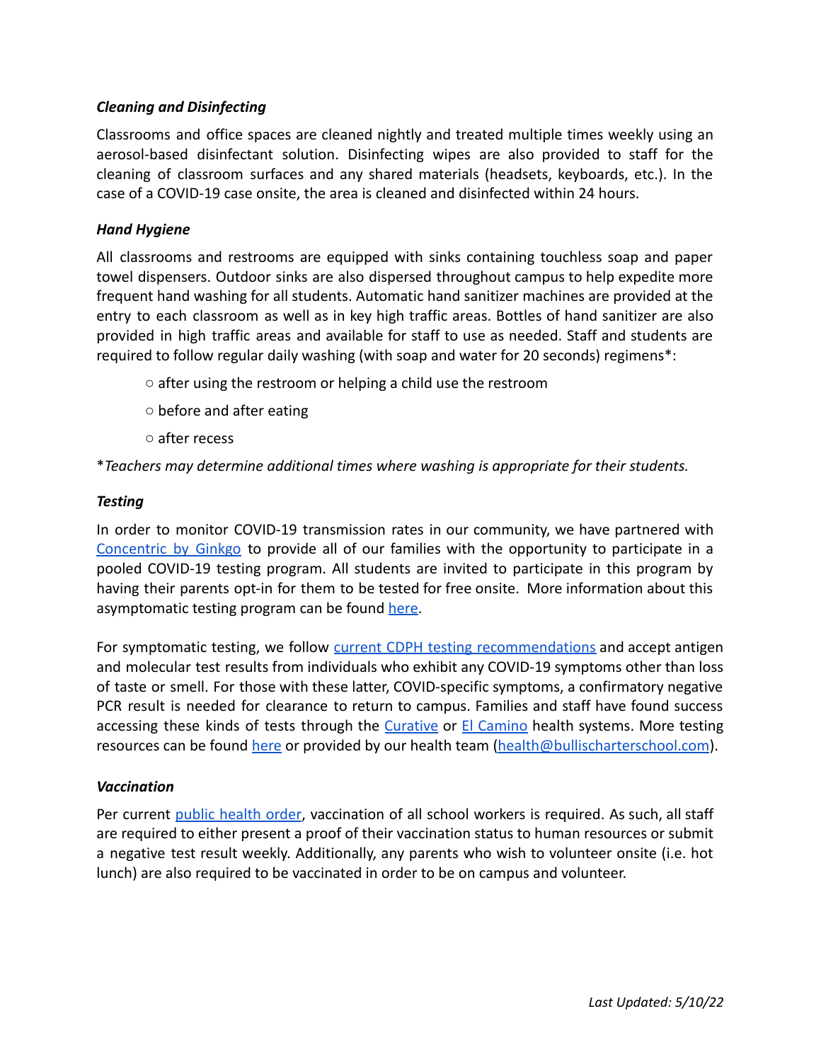### *Cleaning and Disinfecting*

Classrooms and office spaces are cleaned nightly and treated multiple times weekly using an aerosol-based disinfectant solution. Disinfecting wipes are also provided to staff for the cleaning of classroom surfaces and any shared materials (headsets, keyboards, etc.). In the case of a COVID-19 case onsite, the area is cleaned and disinfected within 24 hours.

### *Hand Hygiene*

All classrooms and restrooms are equipped with sinks containing touchless soap and paper towel dispensers. Outdoor sinks are also dispersed throughout campus to help expedite more frequent hand washing for all students. Automatic hand sanitizer machines are provided at the entry to each classroom as well as in key high traffic areas. Bottles of hand sanitizer are also provided in high traffic areas and available for staff to use as needed. Staff and students are required to follow regular daily washing (with soap and water for 20 seconds) regimens*:

- after using the restroom or helping a child use the restroom
- before and after eating
- after recess

**Teachers may determine additional times where washing is appropriate for their students.*

### *Testing*

In order to monitor COVID-19 transmission rates in our community, we have partnered with Concentric by Ginkgo to provide all of our families with the opportunity to participate in a pooled COVID-19 testing program. All students are invited to participate in this program by having their parents opt-in for them to be tested for free onsite. More information about this asymptomatic testing program can be found here.

For symptomatic testing, we follow current CDPH testing recommendations and accept antigen and molecular test results from individuals who exhibit any COVID-19 symptoms other than loss of taste or smell. For those with these latter, COVID-specific symptoms, a confirmatory negative PCR result is needed for clearance to return to campus. Families and staff have found success accessing these kinds of tests through the Curative or El Camino health systems. More testing resources can be found here or provided by our health team (health@bullischarterschool.com).

### *Vaccination*

Per current public health order, vaccination of all school workers is required. As such, all staff are required to either present a proof of their vaccination status to human resources or submit a negative test result weekly. Additionally, any parents who wish to volunteer onsite (i.e. hot lunch) are also required to be vaccinated in order to be on campus and volunteer.

*Last Updated: 5/10/22*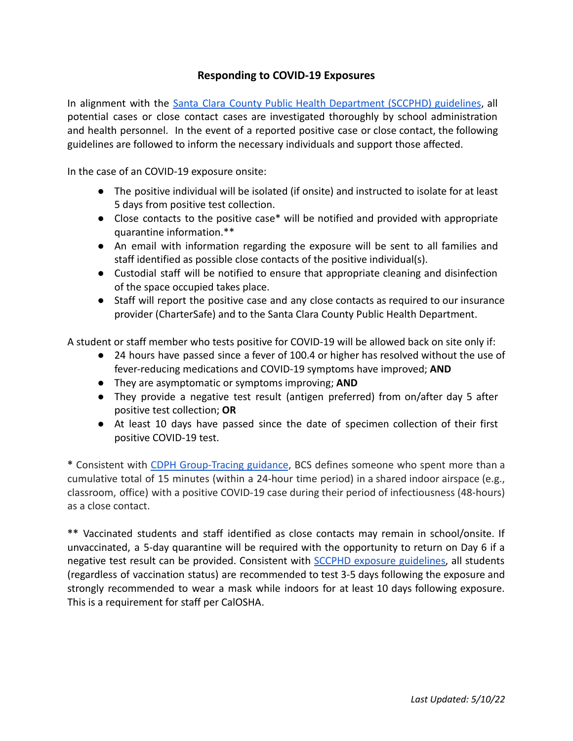## Responding to COVID-19 Exposures

In alignment with the Santa Clara County Public Health Department (SCCPHD) guidelines, all potential cases or close contact cases are investigated thoroughly by school administration and health personnel. In the event of a reported positive case or close contact, the following guidelines are followed to inform the necessary individuals and support those affected.

In the case of an COVID-19 exposure onsite:

- The positive individual will be isolated (if onsite) and instructed to isolate for at least 5 days from positive test collection.
- Close contacts to the positive case* will be notified and provided with appropriate quarantine information.**
- An email with information regarding the exposure will be sent to all families and staff identified as possible close contacts of the positive individual(s).
- Custodial staff will be notified to ensure that appropriate cleaning and disinfection of the space occupied takes place.
- Staff will report the positive case and any close contacts as required to our insurance provider (CharterSafe) and to the Santa Clara County Public Health Department.

A student or staff member who tests positive for COVID-19 will be allowed back on site only if:

- 24 hours have passed since a fever of 100.4 or higher has resolved without the use of fever-reducing medications and COVID-19 symptoms have improved; **AND**
- They are asymptomatic or symptoms improving; **AND**
- They provide a negative test result (antigen preferred) from on/after day 5 after positive test collection; **OR**
- At least 10 days have passed since the date of specimen collection of their first positive COVID-19 test.

**\*** Consistent with CDPH Group-Tracing guidance, BCS defines someone who spent more than a cumulative total of 15 minutes (within a 24-hour time period) in a shared indoor airspace (e.g., classroom, office) with a positive COVID-19 case during their period of infectiousness (48-hours) as a close contact.

\*\* Vaccinated students and staff identified as close contacts may remain in school/onsite. If unvaccinated, a 5-day quarantine will be required with the opportunity to return on Day 6 if a negative test result can be provided. Consistent with SCCPHD exposure guidelines, all students (regardless of vaccination status) are recommended to test 3-5 days following the exposure and strongly recommended to wear a mask while indoors for at least 10 days following exposure. This is a requirement for staff per CalOSHA.

*Last Updated: 5/10/22*